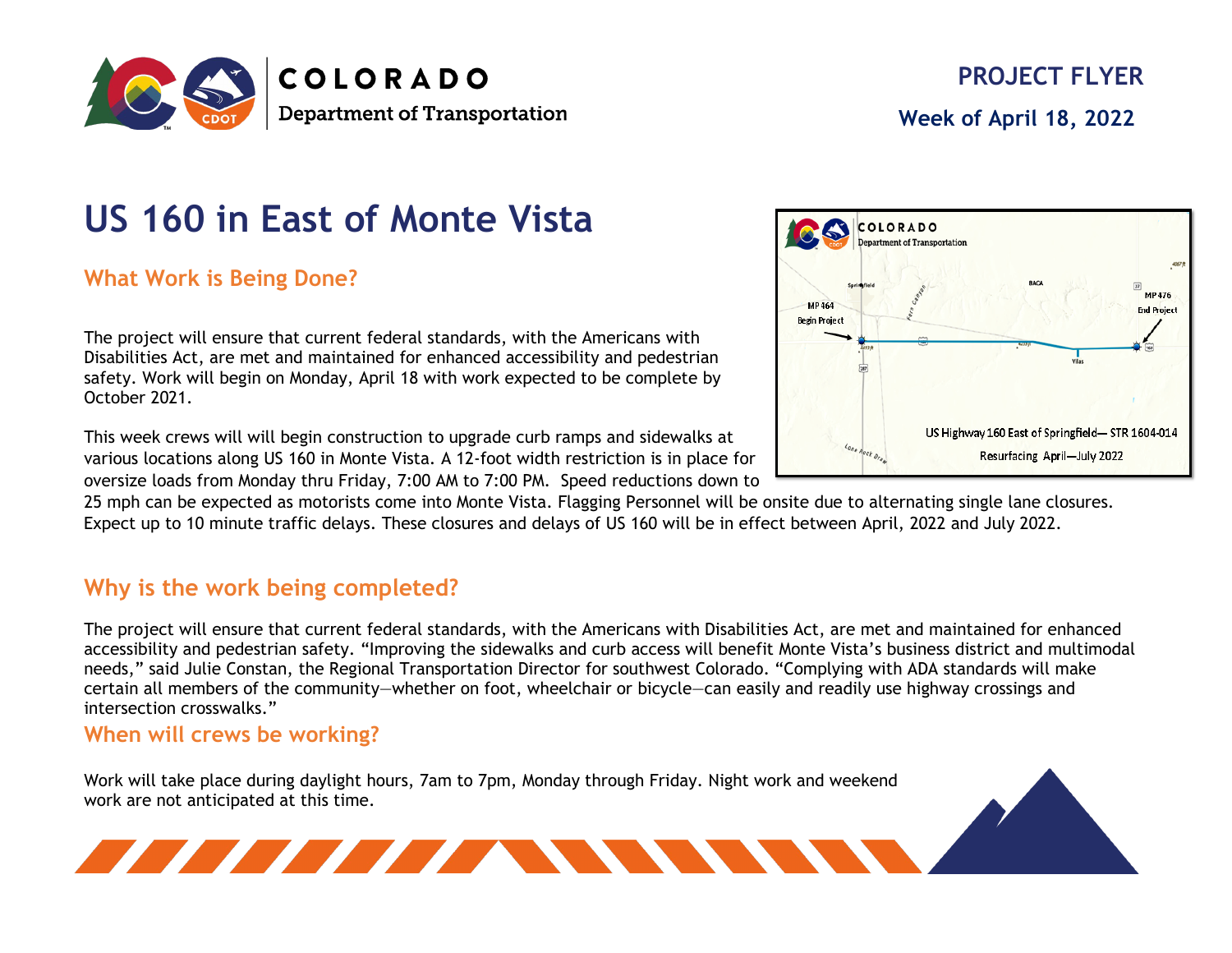COLORADO
Department of Transportation

PROJECT FLYER

Week of April 18, 2022

# US 160 in East of Monte Vista

## What Work is Being Done?

The project will ensure that current federal standards, with the Americans with Disabilities Act, are met and maintained for enhanced accessibility and pedestrian safety. Work will begin on Monday, April 18 with work expected to be complete by October 2021.

This week crews will will begin construction to upgrade curb ramps and sidewalks at various locations along US 160 in Monte Vista. A 12-foot width restriction is in place for oversize loads from Monday thru Friday, 7:00 AM to 7:00 PM. Speed reductions down to 25 mph can be expected as motorists come into Monte Vista. Flagging Personnel will be onsite due to alternating single lane closures. Expect up to 10 minute traffic delays. These closures and delays of US 160 will be in effect between April, 2022 and July 2022.

## Why is the work being completed?

The project will ensure that current federal standards, with the Americans with Disabilities Act, are met and maintained for enhanced accessibility and pedestrian safety. “Improving the sidewalks and curb access will benefit Monte Vista’s business district and multimodal needs,” said Julie Constan, the Regional Transportation Director for southwest Colorado. “Complying with ADA standards will make certain all members of the community—whether on foot, wheelchair or bicycle—can easily and readily use highway crossings and intersection crosswalks.”

## When will crews be working?

Work will take place during daylight hours, 7am to 7pm, Monday through Friday. Night work and weekend work are not anticipated at this time.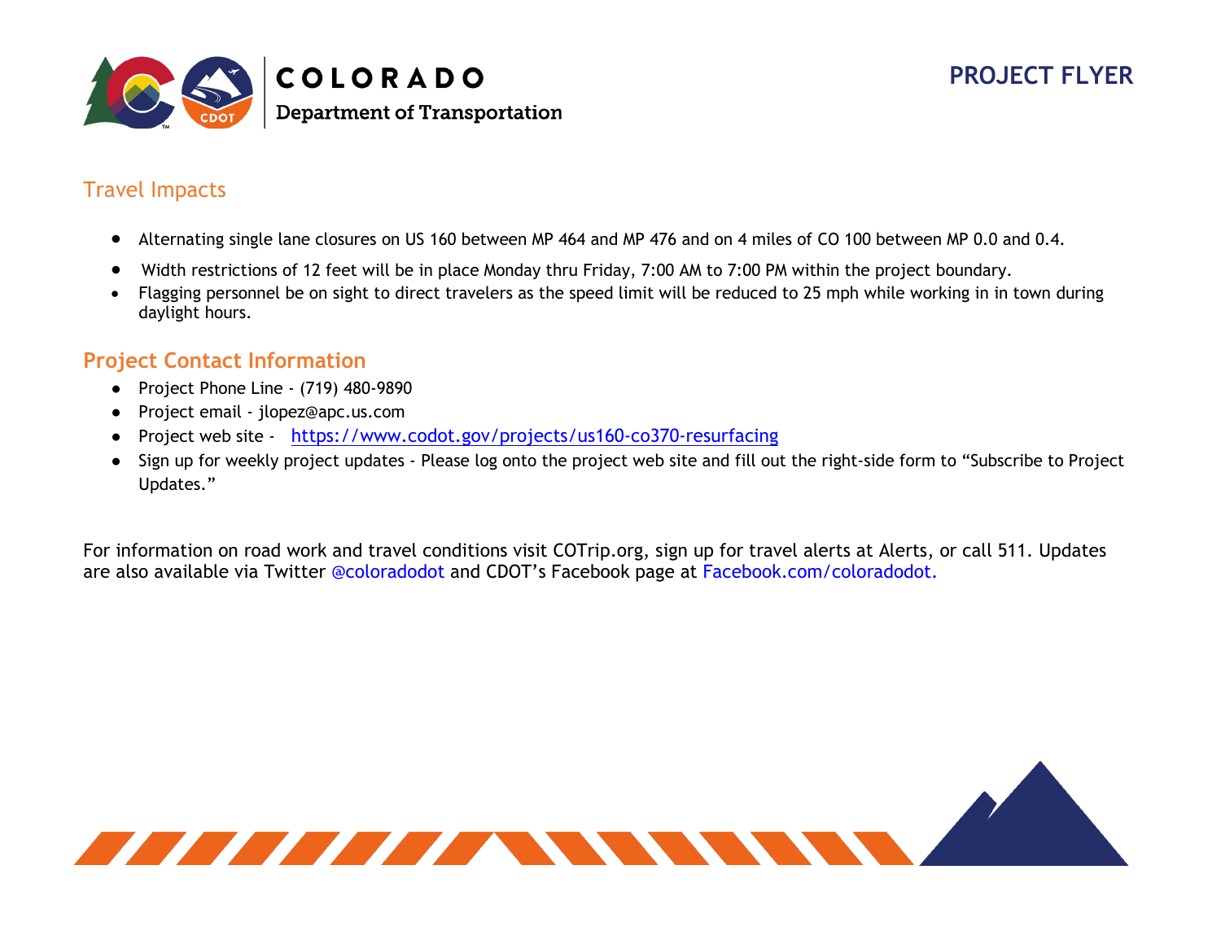## Travel Impacts

- Alternating single lane closures on US 160 between MP 464 and MP 476 and on 4 miles of CO 100 between MP 0.0 and 0.4.
- Width restrictions of 12 feet will be in place Monday thru Friday, 7:00 AM to 7:00 PM within the project boundary.
- Flagging personnel be on sight to direct travelers as the speed limit will be reduced to 25 mph while working in in town during daylight hours.

## Project Contact Information

- Project Phone Line - (719) 480-9890
- Project email - jlopez@apc.us.com
- Project web site - https://www.codot.gov/projects/us160-co370-resurfacing
- Sign up for weekly project updates - Please log onto the project web site and fill out the right-side form to "Subscribe to Project Updates."

For information on road work and travel conditions visit COTrip.org, sign up for travel alerts at Alerts, or call 511. Updates are also available via Twitter @coloradodot and CDOT's Facebook page at Facebook.com/coloradodot.